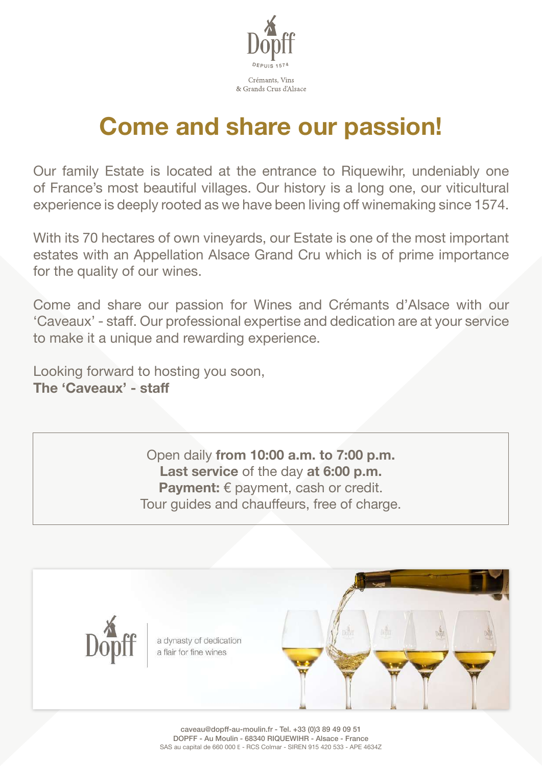Dopff

DEPUIS 1574

Crémants, Vins
& Grands Crus d'Alsace

# Come and share our passion!

Our family Estate is located at the entrance to Riquewihr, undeniably one of France's most beautiful villages. Our history is a long one, our viticultural experience is deeply rooted as we have been living off winemaking since 1574.

With its 70 hectares of own vineyards, our Estate is one of the most important estates with an Appellation Alsace Grand Cru which is of prime importance for the quality of our wines.

Come and share our passion for Wines and Crémants d'Alsace with our 'Caveaux' - staff. Our professional expertise and dedication are at your service to make it a unique and rewarding experience.

Looking forward to hosting you soon,
**The 'Caveaux' - staff**

Open daily **from 10:00 a.m. to 7:00 p.m.**
**Last service** of the day **at 6:00 p.m.**
**Payment:** € payment, cash or credit.
Tour guides and chauffeurs, free of charge.

Dopff

a dynasty of dedication
a flair for fine wines

caveau@dopff-au-moulin.fr - Tel. +33 (0)3 89 49 09 51
DOPFF - Au Moulin - 68340 RIQUEWIHR - Alsace - France
SAS au capital de 660 000 € - RCS Colmar - SIREN 915 420 533 - APE 4634Z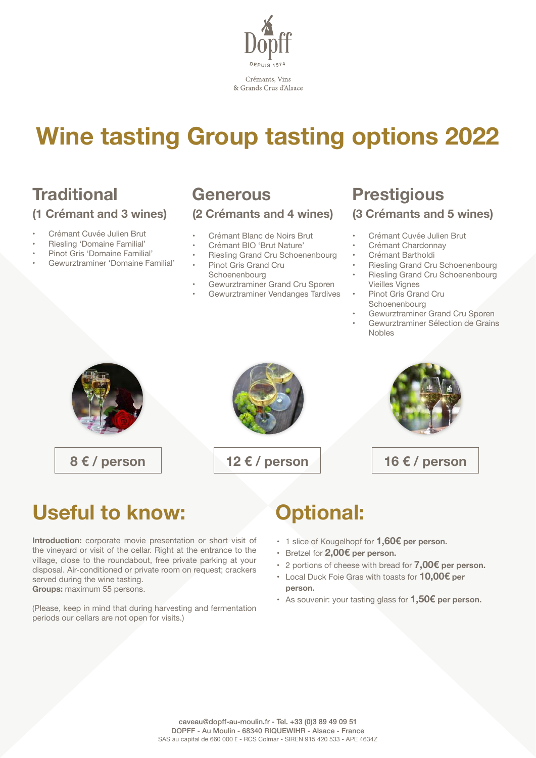Dopff

DEPUIS 1574

Crémants, Vins
& Grands Crus d'Alsace

# Wine tasting Group tasting options 2022

## Traditional

### (1 Crémant and 3 wines)

- Crémant Cuvée Julien Brut
- Riesling 'Domaine Familial'
- Pinot Gris 'Domaine Familial'
- Gewurztraminer 'Domaine Familial'

**8 € / person**

## Generous

### (2 Crémants and 4 wines)

- Crémant Blanc de Noirs Brut
- Crémant BIO 'Brut Nature'
- Riesling Grand Cru Schoenenbourg
- Pinot Gris Grand Cru Schoenenbourg
- Gewurztraminer Grand Cru Sporen
- Gewurztraminer Vendanges Tardives

**12 € / person**

## Prestigious

### (3 Crémants and 5 wines)

- Crémant Cuvée Julien Brut
- Crémant Chardonnay
- Crémant Bartholdi
- Riesling Grand Cru Schoenenbourg
- Riesling Grand Cru Schoenenbourg Vieilles Vignes
- Pinot Gris Grand Cru Schoenenbourg
- Gewurztraminer Grand Cru Sporen
- Gewurztraminer Sélection de Grains Nobles

**16 € / person**

## Useful to know:

**Introduction:** corporate movie presentation or short visit of the vineyard or visit of the cellar. Right at the entrance to the village, close to the roundabout, free private parking at your disposal. Air-conditioned or private room on request; crackers served during the wine tasting.
**Groups:** maximum 55 persons.

(Please, keep in mind that during harvesting and fermentation periods our cellars are not open for visits.)

## Optional:

- 1 slice of Kougelhopf for **1,60€ per person.**
- Bretzel for **2,00€ per person.**
- 2 portions of cheese with bread for **7,00€ per person.**
- Local Duck Foie Gras with toasts for **10,00€ per person.**
- As souvenir: your tasting glass for **1,50€ per person.**

caveau@dopff-au-moulin.fr - Tel. +33 (0)3 89 49 09 51
DOPFF - Au Moulin - 68340 RIQUEWIHR - Alsace - France
SAS au capital de 660 000 € - RCS Colmar - SIREN 915 420 533 - APE 4634Z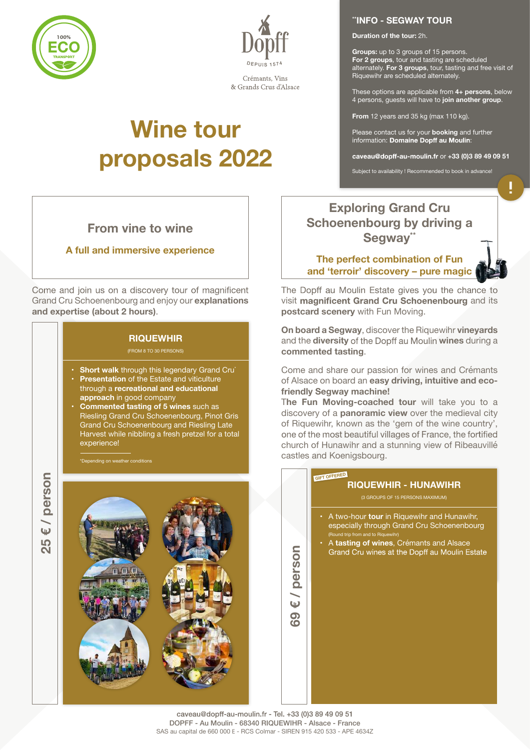100% ECO TRANSPORT

Dopff
DEPUIS 1574
Crémants, Vins
& Grands Crus d'Alsace

# Wine tour proposals 2022

### **INFO - SEGWAY TOUR

**Duration of the tour:** 2h.

**Groups:** up to 3 groups of 15 persons.
**For 2 groups**, tour and tasting are scheduled alternately. **For 3 groups**, tour, tasting and free visit of Riquewihr are scheduled alternately.

These options are applicable from **4+ persons**, below 4 persons, guests will have to **join another group**.

**From** 12 years and 35 kg (max 110 kg).

Please contact us for your **booking** and further information: **Domaine Dopff au Moulin**:

**caveau@dopff-au-moulin.fr** or **+33 (0)3 89 49 09 51**

Subject to availability ! Recommended to book in advance!

!

## From vine to wine

### A full and immersive experience

Come and join us on a discovery tour of magnificent Grand Cru Schoenenbourg and enjoy our **explanations and expertise (about 2 hours)**.

**25 € / person**

### RIQUEWHIR

(FROM 8 TO 30 PERSONS)

- **Short walk** through this legendary Grand Cru*
- **Presentation** of the Estate and viticulture through a **recreational and educational approach** in good company
- **Commented tasting of 5 wines** such as Riesling Grand Cru Schoenenbourg, Pinot Gris Grand Cru Schoenenbourg and Riesling Late Harvest while nibbling a fresh pretzel for a total experience!

*Depending on weather conditions

## Exploring Grand Cru Schoenenbourg by driving a Segway**

### The perfect combination of Fun and 'terroir' discovery – pure magic

The Dopff au Moulin Estate gives you the chance to visit **magnificent Grand Cru Schoenenbourg** and its **postcard scenery** with Fun Moving.

**On board a Segway**, discover the Riquewihr **vineyards** and the **diversity** of the Dopff au Moulin **wines** during a **commented tasting**.

Come and share our passion for wines and Crémants of Alsace on board an **easy driving, intuitive and eco-friendly Segway machine!**
The **Fun Moving-coached tour** will take you to a discovery of a **panoramic view** over the medieval city of Riquewihr, known as the 'gem of the wine country', one of the most beautiful villages of France, the fortified church of Hunawihr and a stunning view of Ribeauvillé castles and Koenigsbourg.

**69 € / person**

GIFT OFFERED

### RIQUEWHIR - HUNAWIHR

(3 GROUPS OF 15 PERSONS MAXIMUM)

- A two-hour **tour** in Riquewihr and Hunawihr, especially through Grand Cru Schoenenbourg (Round trip from and to Riquewihr)
- A **tasting of wines**, Crémants and Alsace Grand Cru wines at the Dopff au Moulin Estate

caveau@dopff-au-moulin.fr - Tel. +33 (0)3 89 49 09 51
DOPFF - Au Moulin - 68340 RIQUEWIHR - Alsace - France
SAS au capital de 660 000 € - RCS Colmar - SIREN 915 420 533 - APE 4634Z